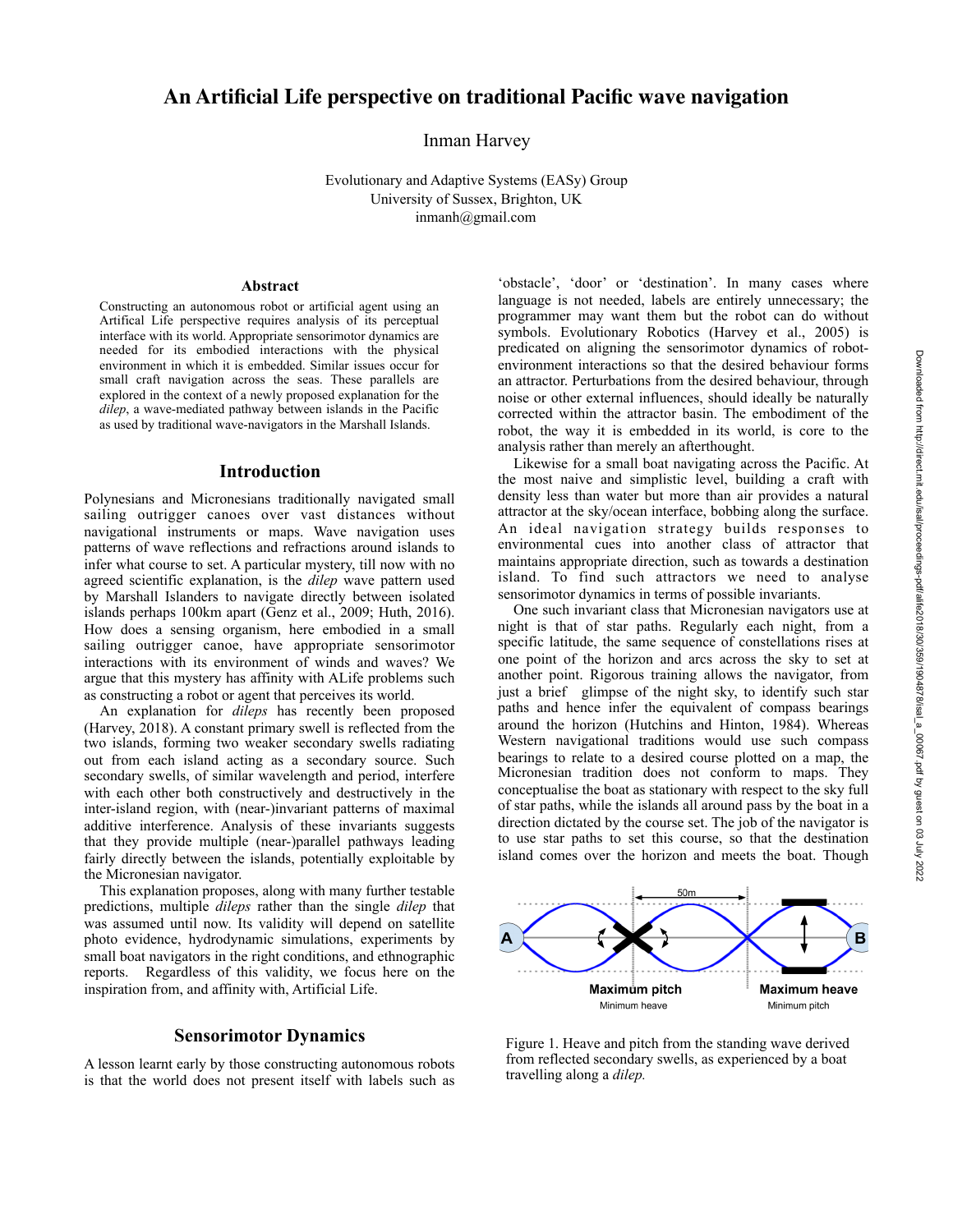# An Artificial Life perspective on traditional Pacific wave navigation

Inman Harvey

Evolutionary and Adaptive Systems (EASy) Group
University of Sussex, Brighton, UK
inmanh@gmail.com

### Abstract

Constructing an autonomous robot or artificial agent using an Artifical Life perspective requires analysis of its perceptual interface with its world. Appropriate sensorimotor dynamics are needed for its embodied interactions with the physical environment in which it is embedded. Similar issues occur for small craft navigation across the seas. These parallels are explored in the context of a newly proposed explanation for the *dilep*, a wave-mediated pathway between islands in the Pacific as used by traditional wave-navigators in the Marshall Islands.

## Introduction

Polynesians and Micronesians traditionally navigated small sailing outrigger canoes over vast distances without navigational instruments or maps. Wave navigation uses patterns of wave reflections and refractions around islands to infer what course to set. A particular mystery, till now with no agreed scientific explanation, is the *dilep* wave pattern used by Marshall Islanders to navigate directly between isolated islands perhaps 100km apart (Genz et al., 2009; Huth, 2016). How does a sensing organism, here embodied in a small sailing outrigger canoe, have appropriate sensorimotor interactions with its environment of winds and waves? We argue that this mystery has affinity with ALife problems such as constructing a robot or agent that perceives its world.

An explanation for *dileps* has recently been proposed (Harvey, 2018). A constant primary swell is reflected from the two islands, forming two weaker secondary swells radiating out from each island acting as a secondary source. Such secondary swells, of similar wavelength and period, interfere with each other both constructively and destructively in the inter-island region, with (near-)invariant patterns of maximal additive interference. Analysis of these invariants suggests that they provide multiple (near-)parallel pathways leading fairly directly between the islands, potentially exploitable by the Micronesian navigator.

This explanation proposes, along with many further testable predictions, multiple *dileps* rather than the single *dilep* that was assumed until now. Its validity will depend on satellite photo evidence, hydrodynamic simulations, experiments by small boat navigators in the right conditions, and ethnographic reports. Regardless of this validity, we focus here on the inspiration from, and affinity with, Artificial Life.

## Sensorimotor Dynamics

A lesson learnt early by those constructing autonomous robots is that the world does not present itself with labels such as 'obstacle', 'door' or 'destination'. In many cases where language is not needed, labels are entirely unnecessary; the programmer may want them but the robot can do without symbols. Evolutionary Robotics (Harvey et al., 2005) is predicated on aligning the sensorimotor dynamics of robot-environment interactions so that the desired behaviour forms an attractor. Perturbations from the desired behaviour, through noise or other external influences, should ideally be naturally corrected within the attractor basin. The embodiment of the robot, the way it is embedded in its world, is core to the analysis rather than merely an afterthought.

Likewise for a small boat navigating across the Pacific. At the most naive and simplistic level, building a craft with density less than water but more than air provides a natural attractor at the sky/ocean interface, bobbing along the surface. An ideal navigation strategy builds responses to environmental cues into another class of attractor that maintains appropriate direction, such as towards a destination island. To find such attractors we need to analyse sensorimotor dynamics in terms of possible invariants.

One such invariant class that Micronesian navigators use at night is that of star paths. Regularly each night, from a specific latitude, the same sequence of constellations rises at one point of the horizon and arcs across the sky to set at another point. Rigorous training allows the navigator, from just a brief glimpse of the night sky, to identify such star paths and hence infer the equivalent of compass bearings around the horizon (Hutchins and Hinton, 1984). Whereas Western navigational traditions would use such compass bearings to relate to a desired course plotted on a map, the Micronesian tradition does not conform to maps. They conceptualise the boat as stationary with respect to the sky full of star paths, while the islands all around pass by the boat in a direction dictated by the course set. The job of the navigator is to use star paths to set this course, so that the destination island comes over the horizon and meets the boat. Though

Figure 1. Heave and pitch from the standing wave derived from reflected secondary swells, as experienced by a boat travelling along a *dilep.*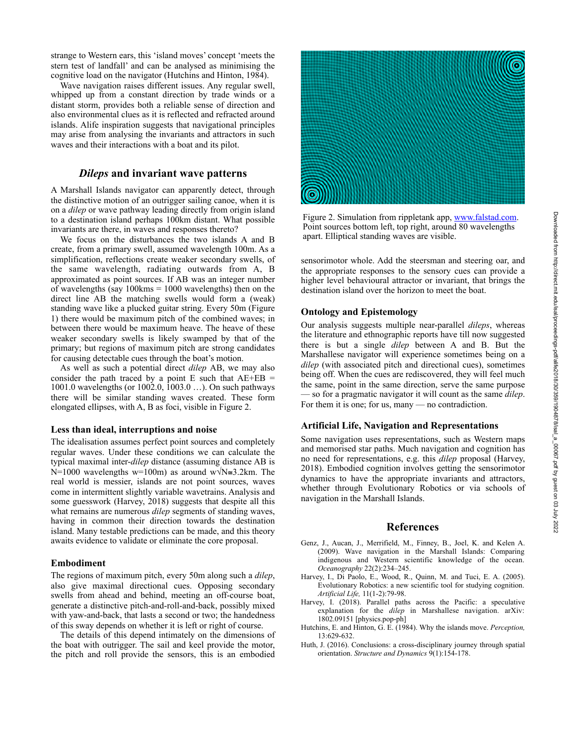strange to Western ears, this 'island moves' concept 'meets the stern test of landfall' and can be analysed as minimising the cognitive load on the navigator (Hutchins and Hinton, 1984).

Wave navigation raises different issues. Any regular swell, whipped up from a constant direction by trade winds or a distant storm, provides both a reliable sense of direction and also environmental clues as it is reflected and refracted around islands. Alife inspiration suggests that navigational principles may arise from analysing the invariants and attractors in such waves and their interactions with a boat and its pilot.

## *Dileps* and invariant wave patterns

A Marshall Islands navigator can apparently detect, through the distinctive motion of an outrigger sailing canoe, when it is on a *dilep* or wave pathway leading directly from origin island to a destination island perhaps 100km distant. What possible invariants are there, in waves and responses thereto?

We focus on the disturbances the two islands A and B create, from a primary swell, assumed wavelength 100m. As a simplification, reflections create weaker secondary swells, of the same wavelength, radiating outwards from A, B approximated as point sources. If AB was an integer number of wavelengths (say 100kms = 1000 wavelengths) then on the direct line AB the matching swells would form a (weak) standing wave like a plucked guitar string. Every 50m (Figure 1) there would be maximum pitch of the combined waves; in between there would be maximum heave. The heave of these weaker secondary swells is likely swamped by that of the primary; but regions of maximum pitch are strong candidates for causing detectable cues through the boat's motion.

As well as such a potential direct *dilep* AB, we may also consider the path traced by a point E such that AE+EB = 1001.0 wavelengths (or 1002.0, 1003.0 …). On such pathways there will be similar standing waves created. These form elongated ellipses, with A, B as foci, visible in Figure 2.

### Less than ideal, interruptions and noise

The idealisation assumes perfect point sources and completely regular waves. Under these conditions we can calculate the typical maximal inter-*dilep* distance (assuming distance AB is N=1000 wavelengths w=100m) as around $w\sqrt{N}\cong 3.2$km. The real world is messier, islands are not point sources, waves come in intermittent slightly variable wavetrains. Analysis and some guesswork (Harvey, 2018) suggests that despite all this what remains are numerous *dilep* segments of standing waves, having in common their direction towards the destination island. Many testable predictions can be made, and this theory awaits evidence to validate or eliminate the core proposal.

### Embodiment

The regions of maximum pitch, every 50m along such a *dilep*, also give maximal directional cues. Opposing secondary swells from ahead and behind, meeting an off-course boat, generate a distinctive pitch-and-roll-and-back, possibly mixed with yaw-and-back, that lasts a second or two; the handedness of this sway depends on whether it is left or right of course.

The details of this depend intimately on the dimensions of the boat with outrigger. The sail and keel provide the motor, the pitch and roll provide the sensors, this is an embodied sensorimotor whole. Add the steersman and steering oar, and the appropriate responses to the sensory cues can provide a higher level behavioural attractor or invariant, that brings the destination island over the horizon to meet the boat.

Figure 2. Simulation from rippletank app, www.falstad.com. Point sources bottom left, top right, around 80 wavelengths apart. Elliptical standing waves are visible.

### Ontology and Epistemology

Our analysis suggests multiple near-parallel *dileps*, whereas the literature and ethnographic reports have till now suggested there is but a single *dilep* between A and B. But the Marshallese navigator will experience sometimes being on a *dilep* (with associated pitch and directional cues), sometimes being off. When the cues are rediscovered, they will feel much the same, point in the same direction, serve the same purpose — so for a pragmatic navigator it will count as the same *dilep*. For them it is one; for us, many — no contradiction.

### Artificial Life, Navigation and Representations

Some navigation uses representations, such as Western maps and memorised star paths. Much navigation and cognition has no need for representations, e.g. this *dilep* proposal (Harvey, 2018). Embodied cognition involves getting the sensorimotor dynamics to have the appropriate invariants and attractors, whether through Evolutionary Robotics or via schools of navigation in the Marshall Islands.

## References

Genz, J., Aucan, J., Merrifield, M., Finney, B., Joel, K. and Kelen A. (2009). Wave navigation in the Marshall Islands: Comparing indigenous and Western scientific knowledge of the ocean. *Oceanography* 22(2):234–245.

Harvey, I., Di Paolo, E., Wood, R., Quinn, M. and Tuci, E. A. (2005). Evolutionary Robotics: a new scientific tool for studying cognition. *Artificial Life,* 11(1-2):79-98.

Harvey, I. (2018). Parallel paths across the Pacific: a speculative explanation for the *dilep* in Marshallese navigation. arXiv: 1802.09151 [physics.pop-ph]

Hutchins, E. and Hinton, G. E. (1984). Why the islands move. *Perception,* 13:629-632.

Huth, J. (2016). Conclusions: a cross-disciplinary journey through spatial orientation. *Structure and Dynamics* 9(1):154-178.